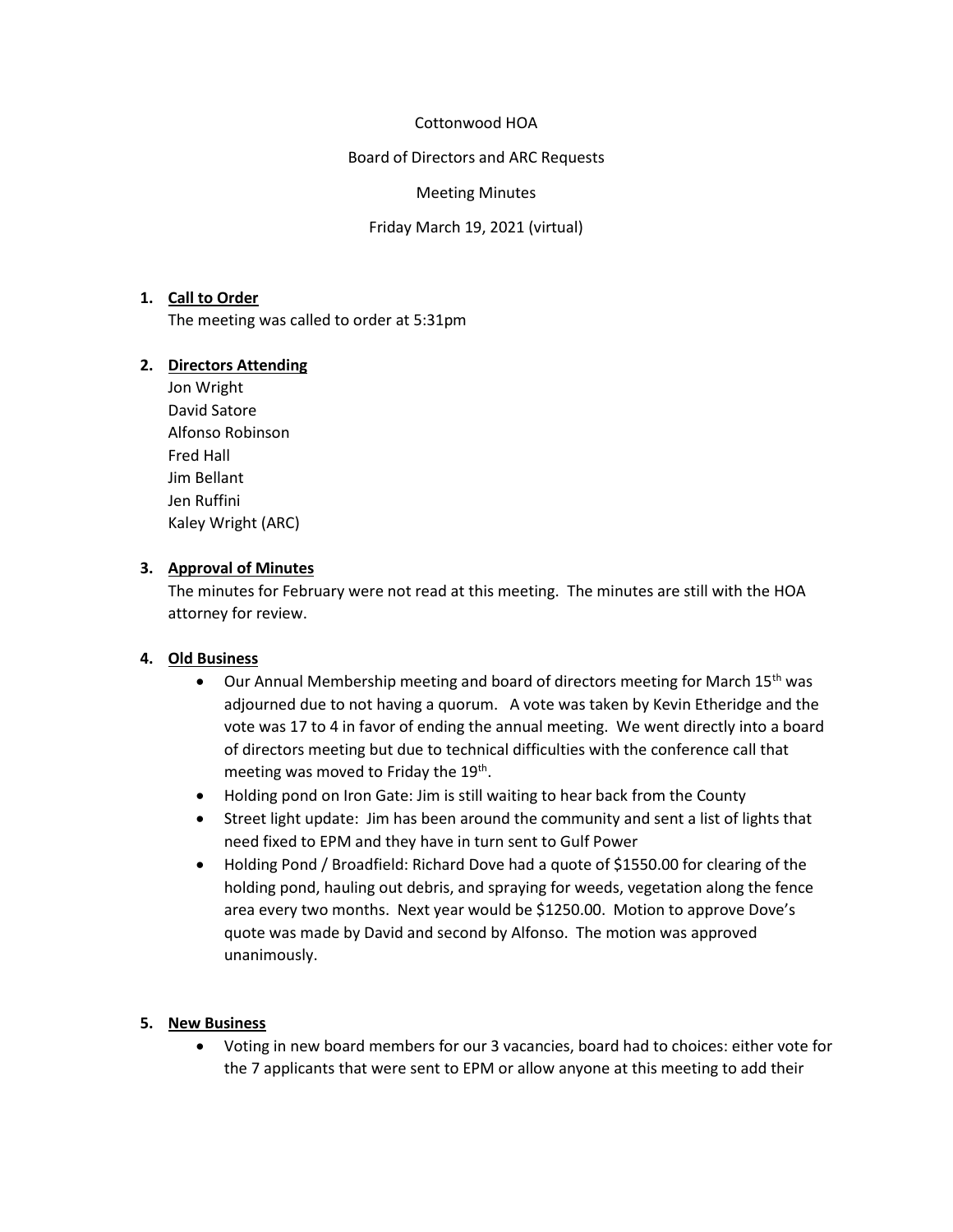Cottonwood HOA

Board of Directors and ARC Requests

Meeting Minutes

Friday March 19, 2021 (virtual)

1. **Call to Order**

   The meeting was called to order at 5:31pm

2. **Directors Attending**

   Jon Wright
   David Satore
   Alfonso Robinson
   Fred Hall
   Jim Bellant
   Jen Ruffini
   Kaley Wright (ARC)

3. **Approval of Minutes**

   The minutes for February were not read at this meeting. The minutes are still with the HOA attorney for review.

4. **Old Business**

   - Our Annual Membership meeting and board of directors meeting for March 15th was adjourned due to not having a quorum. A vote was taken by Kevin Etheridge and the vote was 17 to 4 in favor of ending the annual meeting. We went directly into a board of directors meeting but due to technical difficulties with the conference call that meeting was moved to Friday the 19th.
   - Holding pond on Iron Gate: Jim is still waiting to hear back from the County
   - Street light update: Jim has been around the community and sent a list of lights that need fixed to EPM and they have in turn sent to Gulf Power
   - Holding Pond / Broadfield: Richard Dove had a quote of $1550.00 for clearing of the holding pond, hauling out debris, and spraying for weeds, vegetation along the fence area every two months. Next year would be $1250.00. Motion to approve Dove's quote was made by David and second by Alfonso. The motion was approved unanimously.

5. **New Business**

   - Voting in new board members for our 3 vacancies, board had to choices: either vote for the 7 applicants that were sent to EPM or allow anyone at this meeting to add their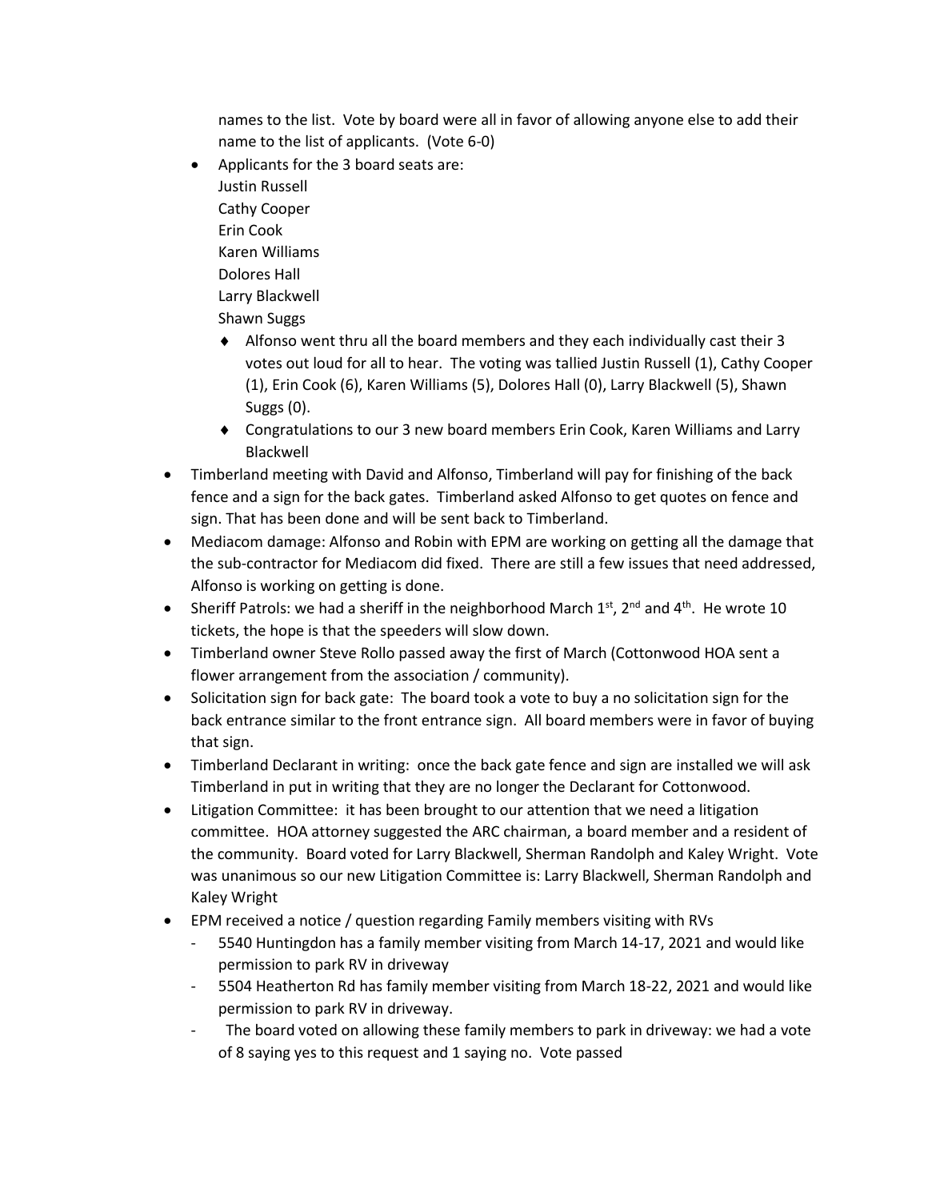names to the list. Vote by board were all in favor of allowing anyone else to add their name to the list of applicants. (Vote 6-0)

- Applicants for the 3 board seats are:
  Justin Russell
  Cathy Cooper
  Erin Cook
  Karen Williams
  Dolores Hall
  Larry Blackwell
  Shawn Suggs
  - Alfonso went thru all the board members and they each individually cast their 3 votes out loud for all to hear. The voting was tallied Justin Russell (1), Cathy Cooper (1), Erin Cook (6), Karen Williams (5), Dolores Hall (0), Larry Blackwell (5), Shawn Suggs (0).
  - Congratulations to our 3 new board members Erin Cook, Karen Williams and Larry Blackwell
- Timberland meeting with David and Alfonso, Timberland will pay for finishing of the back fence and a sign for the back gates. Timberland asked Alfonso to get quotes on fence and sign. That has been done and will be sent back to Timberland.
- Mediacom damage: Alfonso and Robin with EPM are working on getting all the damage that the sub-contractor for Mediacom did fixed. There are still a few issues that need addressed, Alfonso is working on getting is done.
- Sheriff Patrols: we had a sheriff in the neighborhood March 1st, 2nd and 4th. He wrote 10 tickets, the hope is that the speeders will slow down.
- Timberland owner Steve Rollo passed away the first of March (Cottonwood HOA sent a flower arrangement from the association / community).
- Solicitation sign for back gate: The board took a vote to buy a no solicitation sign for the back entrance similar to the front entrance sign. All board members were in favor of buying that sign.
- Timberland Declarant in writing: once the back gate fence and sign are installed we will ask Timberland in put in writing that they are no longer the Declarant for Cottonwood.
- Litigation Committee: it has been brought to our attention that we need a litigation committee. HOA attorney suggested the ARC chairman, a board member and a resident of the community. Board voted for Larry Blackwell, Sherman Randolph and Kaley Wright. Vote was unanimous so our new Litigation Committee is: Larry Blackwell, Sherman Randolph and Kaley Wright
- EPM received a notice / question regarding Family members visiting with RVs
  - 5540 Huntingdon has a family member visiting from March 14-17, 2021 and would like permission to park RV in driveway
  - 5504 Heatherton Rd has family member visiting from March 18-22, 2021 and would like permission to park RV in driveway.
  - The board voted on allowing these family members to park in driveway: we had a vote of 8 saying yes to this request and 1 saying no. Vote passed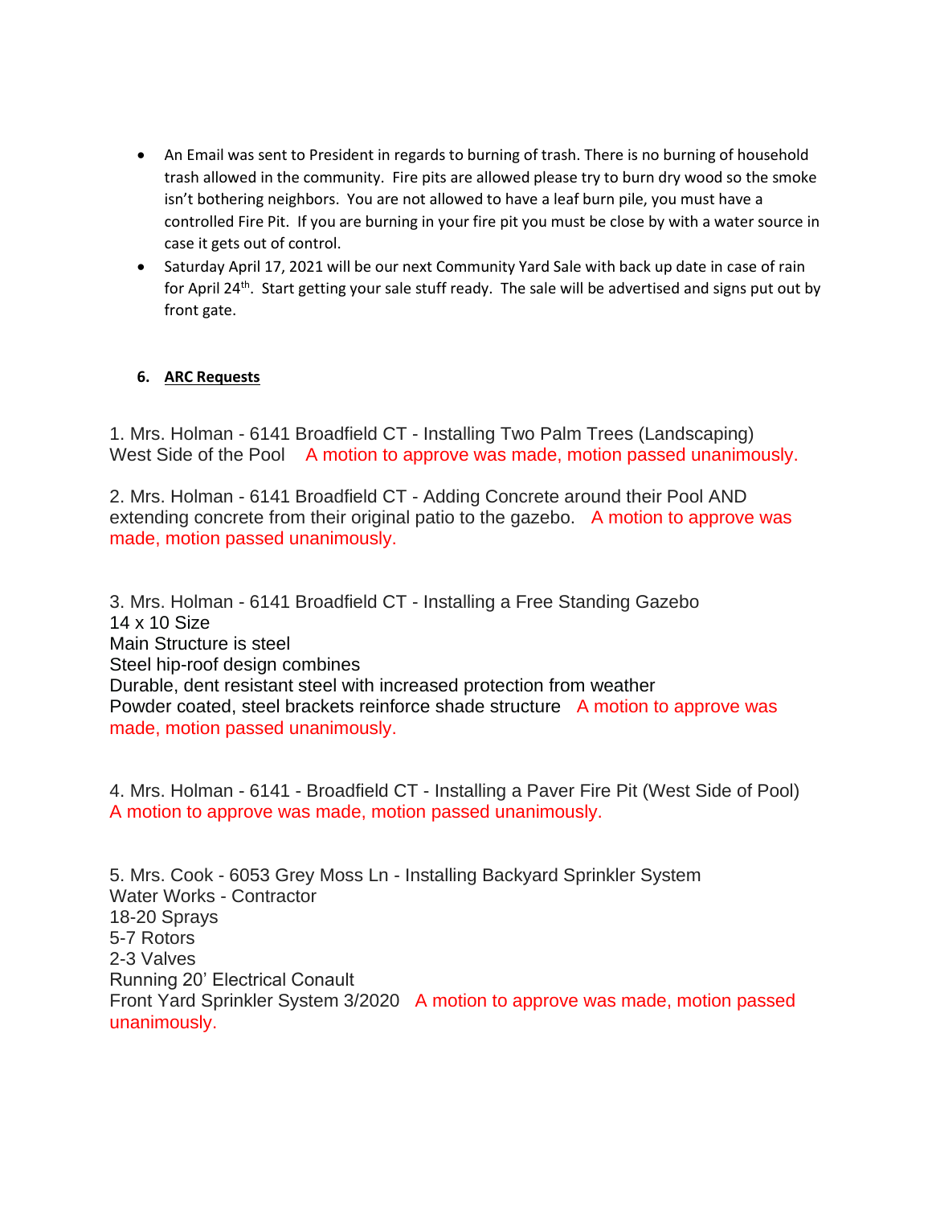- An Email was sent to President in regards to burning of trash. There is no burning of household trash allowed in the community. Fire pits are allowed please try to burn dry wood so the smoke isn't bothering neighbors. You are not allowed to have a leaf burn pile, you must have a controlled Fire Pit. If you are burning in your fire pit you must be close by with a water source in case it gets out of control.
- Saturday April 17, 2021 will be our next Community Yard Sale with back up date in case of rain for April 24th. Start getting your sale stuff ready. The sale will be advertised and signs put out by front gate.

**6. ARC Requests**

1. Mrs. Holman - 6141 Broadfield CT - Installing Two Palm Trees (Landscaping) West Side of the Pool A motion to approve was made, motion passed unanimously.

2. Mrs. Holman - 6141 Broadfield CT - Adding Concrete around their Pool AND extending concrete from their original patio to the gazebo. A motion to approve was made, motion passed unanimously.

3. Mrs. Holman - 6141 Broadfield CT - Installing a Free Standing Gazebo
14 x 10 Size
Main Structure is steel
Steel hip-roof design combines
Durable, dent resistant steel with increased protection from weather
Powder coated, steel brackets reinforce shade structure A motion to approve was made, motion passed unanimously.

4. Mrs. Holman - 6141 - Broadfield CT - Installing a Paver Fire Pit (West Side of Pool)
A motion to approve was made, motion passed unanimously.

5. Mrs. Cook - 6053 Grey Moss Ln - Installing Backyard Sprinkler System
Water Works - Contractor
18-20 Sprays
5-7 Rotors
2-3 Valves
Running 20' Electrical Conault
Front Yard Sprinkler System 3/2020 A motion to approve was made, motion passed unanimously.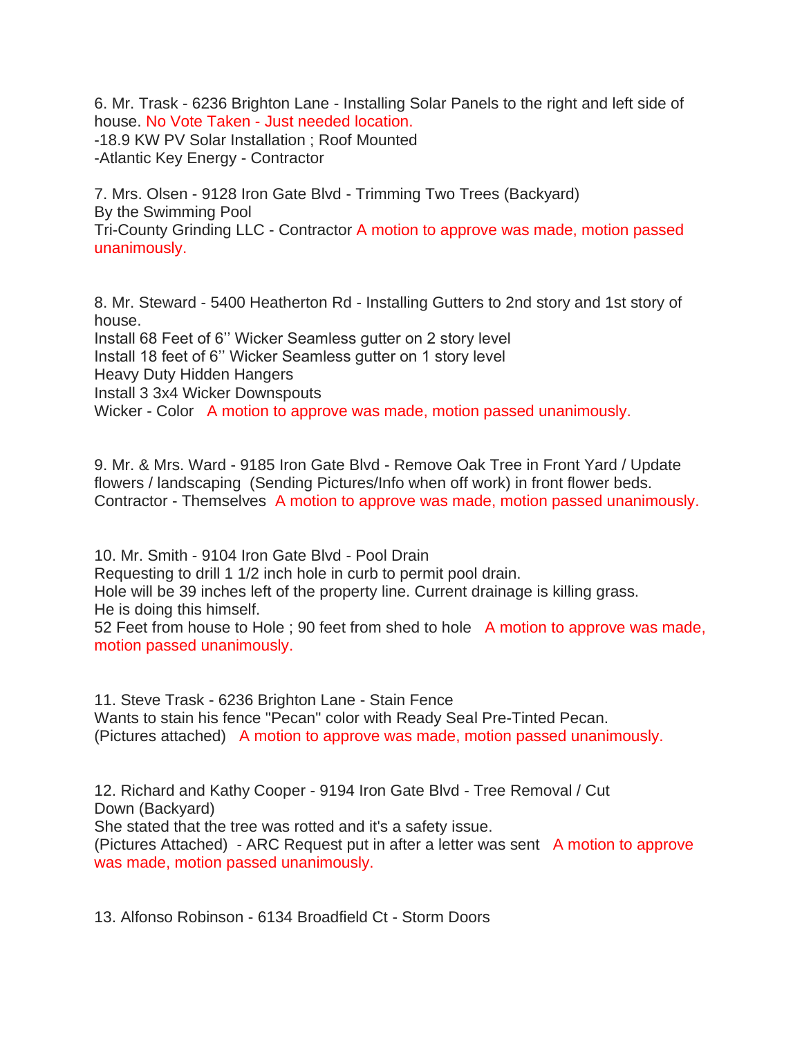6. Mr. Trask - 6236 Brighton Lane - Installing Solar Panels to the right and left side of house. No Vote Taken - Just needed location.
-18.9 KW PV Solar Installation ; Roof Mounted
-Atlantic Key Energy - Contractor

7. Mrs. Olsen - 9128 Iron Gate Blvd - Trimming Two Trees (Backyard)
By the Swimming Pool
Tri-County Grinding LLC - Contractor A motion to approve was made, motion passed unanimously.

8. Mr. Steward - 5400 Heatherton Rd - Installing Gutters to 2nd story and 1st story of house.
Install 68 Feet of 6'' Wicker Seamless gutter on 2 story level
Install 18 feet of 6'' Wicker Seamless gutter on 1 story level
Heavy Duty Hidden Hangers
Install 3 3x4 Wicker Downspouts
Wicker - Color A motion to approve was made, motion passed unanimously.

9. Mr. & Mrs. Ward - 9185 Iron Gate Blvd - Remove Oak Tree in Front Yard / Update flowers / landscaping (Sending Pictures/Info when off work) in front flower beds.
Contractor - Themselves A motion to approve was made, motion passed unanimously.

10. Mr. Smith - 9104 Iron Gate Blvd - Pool Drain
Requesting to drill 1 1/2 inch hole in curb to permit pool drain.
Hole will be 39 inches left of the property line. Current drainage is killing grass.
He is doing this himself.
52 Feet from house to Hole ; 90 feet from shed to hole A motion to approve was made, motion passed unanimously.

11. Steve Trask - 6236 Brighton Lane - Stain Fence
Wants to stain his fence "Pecan" color with Ready Seal Pre-Tinted Pecan.
(Pictures attached) A motion to approve was made, motion passed unanimously.

12. Richard and Kathy Cooper - 9194 Iron Gate Blvd - Tree Removal / Cut Down (Backyard)
She stated that the tree was rotted and it's a safety issue.
(Pictures Attached) - ARC Request put in after a letter was sent A motion to approve was made, motion passed unanimously.

13. Alfonso Robinson - 6134 Broadfield Ct - Storm Doors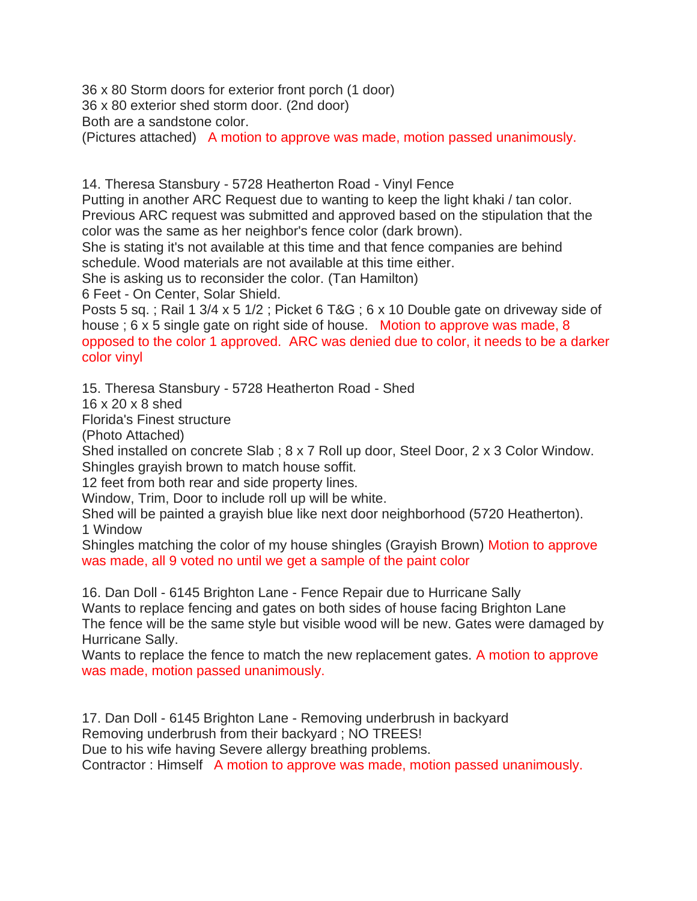36 x 80 Storm doors for exterior front porch (1 door)
36 x 80 exterior shed storm door. (2nd door)
Both are a sandstone color.
(Pictures attached)   A motion to approve was made, motion passed unanimously.

14. Theresa Stansbury - 5728 Heatherton Road - Vinyl Fence
Putting in another ARC Request due to wanting to keep the light khaki / tan color.
Previous ARC request was submitted and approved based on the stipulation that the color was the same as her neighbor's fence color (dark brown).
She is stating it's not available at this time and that fence companies are behind schedule. Wood materials are not available at this time either.
She is asking us to reconsider the color. (Tan Hamilton)
6 Feet - On Center, Solar Shield.
Posts 5 sq. ; Rail 1 3/4 x 5 1/2 ; Picket 6 T&G ; 6 x 10 Double gate on driveway side of house ; 6 x 5 single gate on right side of house.   Motion to approve was made, 8 opposed to the color 1 approved.  ARC was denied due to color, it needs to be a darker color vinyl

15. Theresa Stansbury - 5728 Heatherton Road - Shed
16 x 20 x 8 shed
Florida's Finest structure
(Photo Attached)
Shed installed on concrete Slab ; 8 x 7 Roll up door, Steel Door, 2 x 3 Color Window.
Shingles grayish brown to match house soffit.
12 feet from both rear and side property lines.
Window, Trim, Door to include roll up will be white.
Shed will be painted a grayish blue like next door neighborhood (5720 Heatherton).
1 Window
Shingles matching the color of my house shingles (Grayish Brown) Motion to approve was made, all 9 voted no until we get a sample of the paint color

16. Dan Doll - 6145 Brighton Lane - Fence Repair due to Hurricane Sally
Wants to replace fencing and gates on both sides of house facing Brighton Lane
The fence will be the same style but visible wood will be new. Gates were damaged by Hurricane Sally.
Wants to replace the fence to match the new replacement gates. A motion to approve was made, motion passed unanimously.

17. Dan Doll - 6145 Brighton Lane - Removing underbrush in backyard
Removing underbrush from their backyard ; NO TREES!
Due to his wife having Severe allergy breathing problems.
Contractor : Himself   A motion to approve was made, motion passed unanimously.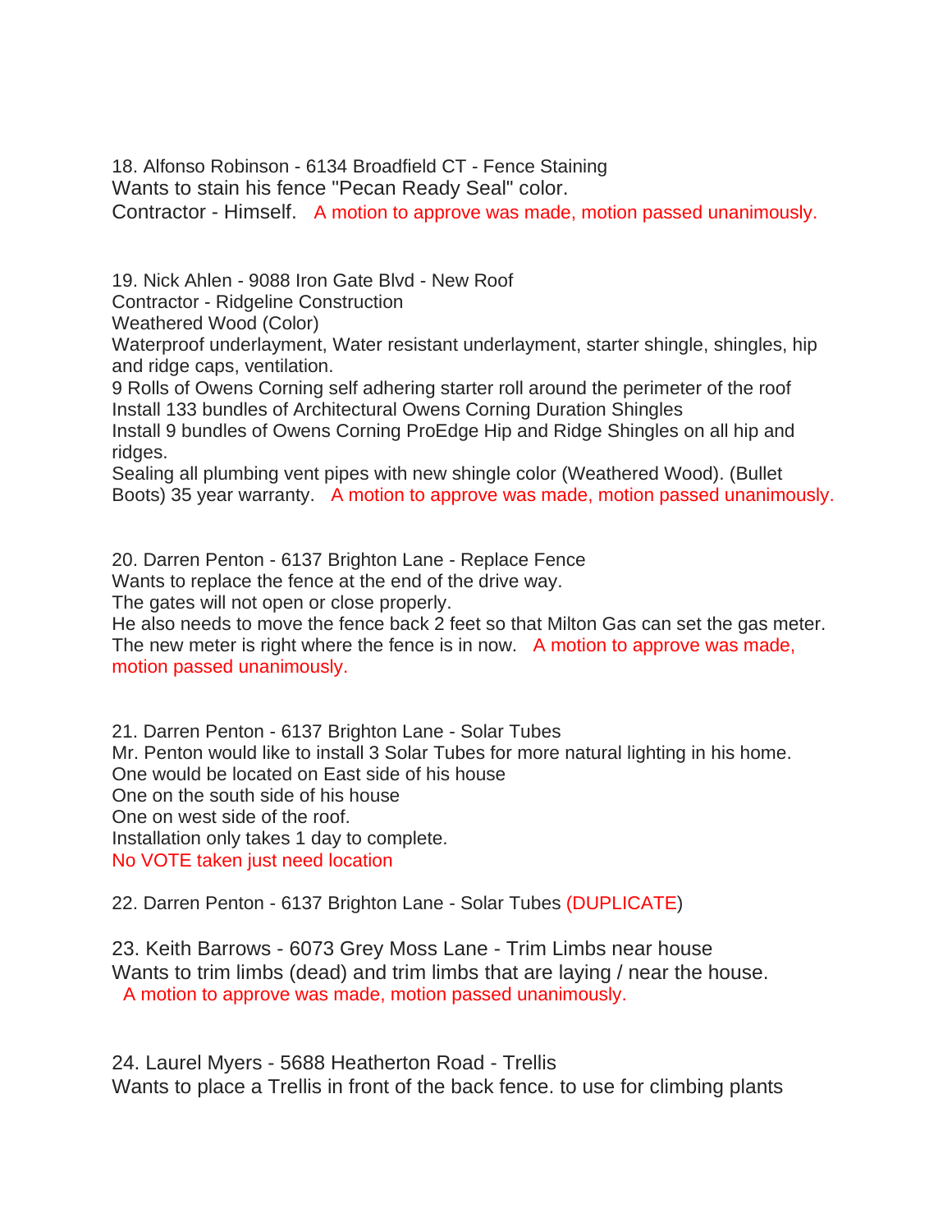18. Alfonso Robinson - 6134 Broadfield CT - Fence Staining
Wants to stain his fence "Pecan Ready Seal" color.
Contractor - Himself. A motion to approve was made, motion passed unanimously.

19. Nick Ahlen - 9088 Iron Gate Blvd - New Roof
Contractor - Ridgeline Construction
Weathered Wood (Color)
Waterproof underlayment, Water resistant underlayment, starter shingle, shingles, hip and ridge caps, ventilation.
9 Rolls of Owens Corning self adhering starter roll around the perimeter of the roof
Install 133 bundles of Architectural Owens Corning Duration Shingles
Install 9 bundles of Owens Corning ProEdge Hip and Ridge Shingles on all hip and ridges.
Sealing all plumbing vent pipes with new shingle color (Weathered Wood). (Bullet Boots) 35 year warranty. A motion to approve was made, motion passed unanimously.

20. Darren Penton - 6137 Brighton Lane - Replace Fence
Wants to replace the fence at the end of the drive way.
The gates will not open or close properly.
He also needs to move the fence back 2 feet so that Milton Gas can set the gas meter.
The new meter is right where the fence is in now. A motion to approve was made, motion passed unanimously.

21. Darren Penton - 6137 Brighton Lane - Solar Tubes
Mr. Penton would like to install 3 Solar Tubes for more natural lighting in his home.
One would be located on East side of his house
One on the south side of his house
One on west side of the roof.
Installation only takes 1 day to complete.
No VOTE taken just need location

22. Darren Penton - 6137 Brighton Lane - Solar Tubes (DUPLICATE)

23. Keith Barrows - 6073 Grey Moss Lane - Trim Limbs near house
Wants to trim limbs (dead) and trim limbs that are laying / near the house.
A motion to approve was made, motion passed unanimously.

24. Laurel Myers - 5688 Heatherton Road - Trellis
Wants to place a Trellis in front of the back fence. to use for climbing plants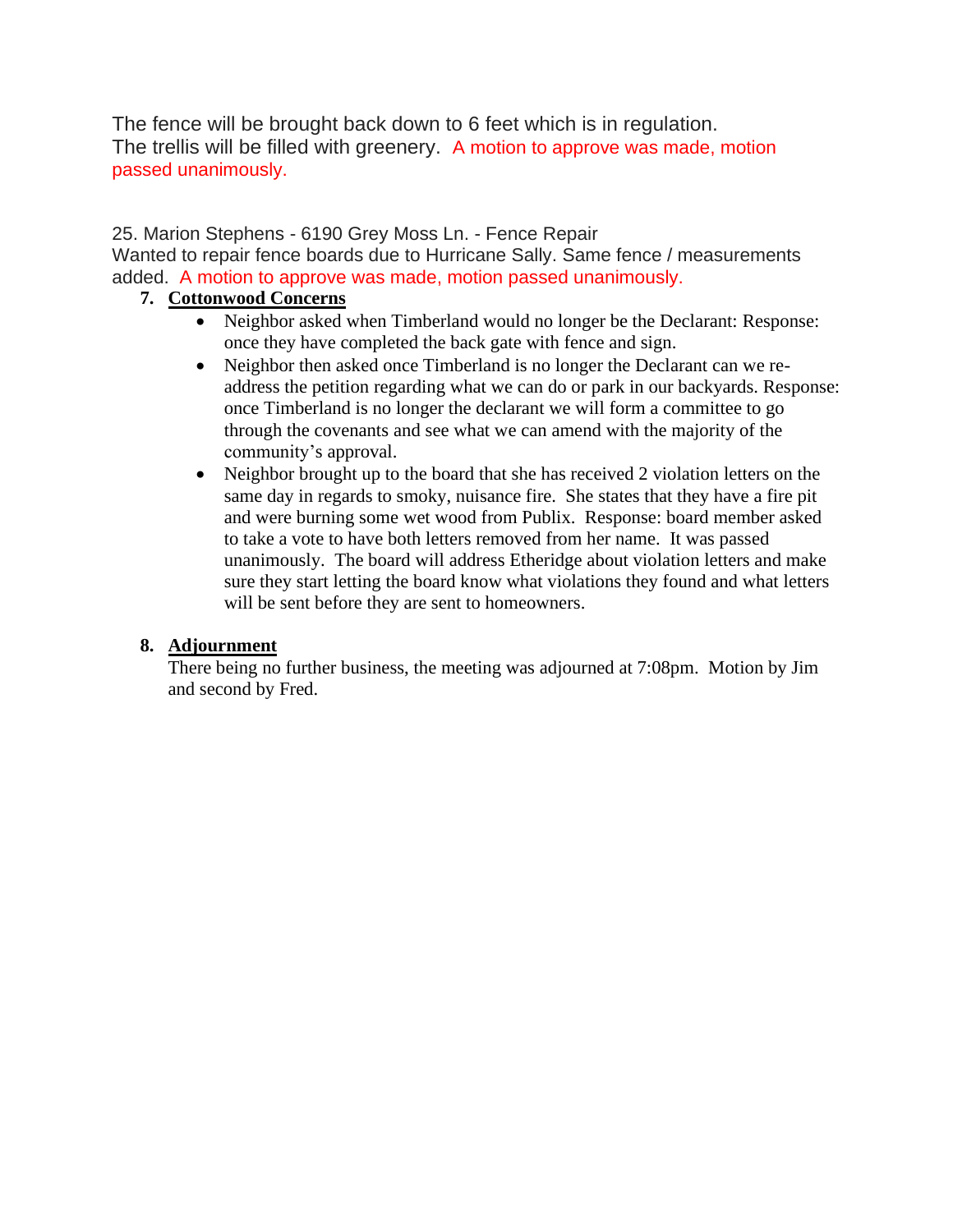The fence will be brought back down to 6 feet which is in regulation.
The trellis will be filled with greenery. A motion to approve was made, motion passed unanimously.

25. Marion Stephens - 6190 Grey Moss Ln. - Fence Repair
Wanted to repair fence boards due to Hurricane Sally. Same fence / measurements added. A motion to approve was made, motion passed unanimously.

7. **Cottonwood Concerns**
   - Neighbor asked when Timberland would no longer be the Declarant: Response: once they have completed the back gate with fence and sign.
   - Neighbor then asked once Timberland is no longer the Declarant can we re-address the petition regarding what we can do or park in our backyards. Response: once Timberland is no longer the declarant we will form a committee to go through the covenants and see what we can amend with the majority of the community's approval.
   - Neighbor brought up to the board that she has received 2 violation letters on the same day in regards to smoky, nuisance fire. She states that they have a fire pit and were burning some wet wood from Publix. Response: board member asked to take a vote to have both letters removed from her name. It was passed unanimously. The board will address Etheridge about violation letters and make sure they start letting the board know what violations they found and what letters will be sent before they are sent to homeowners.

8. **Adjournment**
   There being no further business, the meeting was adjourned at 7:08pm. Motion by Jim and second by Fred.